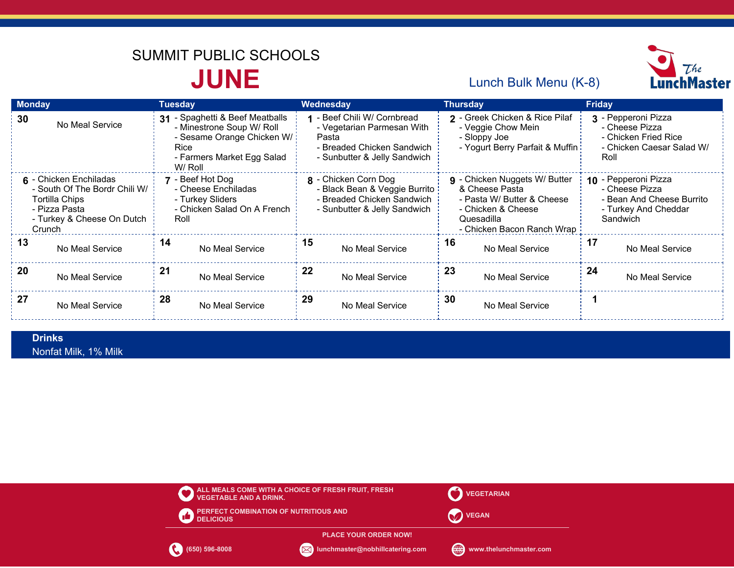SUMMIT PUBLIC SCHOOLS

# JUNE

Lunch Bulk Menu (K-8)

The LunchMaster

| Monday | Tuesday | Wednesday | Thursday | Friday |
|---|---|---|---|---|
| **30** No Meal Service | **31** - Spaghetti & Beef Meatballs<br>- Minestrone Soup W/ Roll<br>- Sesame Orange Chicken W/ Rice<br>- Farmers Market Egg Salad W/ Roll | **1** - Beef Chili W/ Cornbread<br>- Vegetarian Parmesan With Pasta<br>- Breaded Chicken Sandwich<br>- Sunbutter & Jelly Sandwich | **2** - Greek Chicken & Rice Pilaf<br>- Veggie Chow Mein<br>- Sloppy Joe<br>- Yogurt Berry Parfait & Muffin | **3** - Pepperoni Pizza<br>- Cheese Pizza<br>- Chicken Fried Rice<br>- Chicken Caesar Salad W/ Roll |
| **6** - Chicken Enchiladas<br>- South Of The Bordr Chili W/ Tortilla Chips<br>- Pizza Pasta<br>- Turkey & Cheese On Dutch Crunch | **7** - Beef Hot Dog<br>- Cheese Enchiladas<br>- Turkey Sliders<br>- Chicken Salad On A French Roll | **8** - Chicken Corn Dog<br>- Black Bean & Veggie Burrito<br>- Breaded Chicken Sandwich<br>- Sunbutter & Jelly Sandwich | **9** - Chicken Nuggets W/ Butter & Cheese Pasta<br>- Pasta W/ Butter & Cheese<br>- Chicken & Cheese Quesadilla<br>- Chicken Bacon Ranch Wrap | **10** - Pepperoni Pizza<br>- Cheese Pizza<br>- Bean And Cheese Burrito<br>- Turkey And Cheddar Sandwich |
| **13** No Meal Service | **14** No Meal Service | **15** No Meal Service | **16** No Meal Service | **17** No Meal Service |
| **20** No Meal Service | **21** No Meal Service | **22** No Meal Service | **23** No Meal Service | **24** No Meal Service |
| **27** No Meal Service | **28** No Meal Service | **29** No Meal Service | **30** No Meal Service | **1** |

**Drinks**

Nonfat Milk, 1% Milk

ALL MEALS COME WITH A CHOICE OF FRESH FRUIT, FRESH VEGETABLE AND A DRINK.

PERFECT COMBINATION OF NUTRITIOUS AND DELICIOUS

VEGETARIAN

VEGAN

PLACE YOUR ORDER NOW!

(650) 596-8008 | lunchmaster@nobhillcatering.com | www.thelunchmaster.com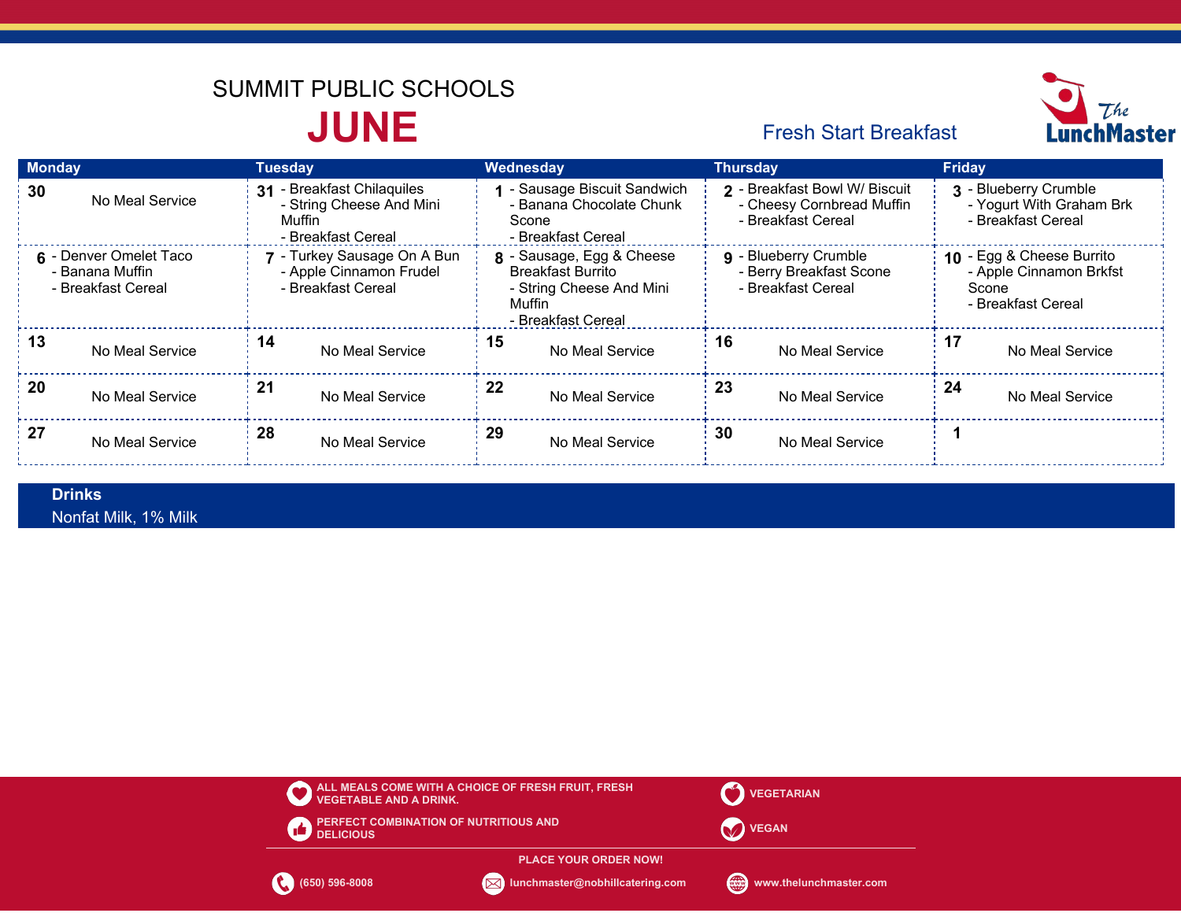SUMMIT PUBLIC SCHOOLS

# JUNE

Fresh Start Breakfast

The LunchMaster

| Monday | Tuesday | Wednesday | Thursday | Friday |
|---|---|---|---|---|
| **30** No Meal Service | **31** - Breakfast Chilaquiles<br>- String Cheese And Mini Muffin<br>- Breakfast Cereal | **1** - Sausage Biscuit Sandwich<br>- Banana Chocolate Chunk Scone<br>- Breakfast Cereal | **2** - Breakfast Bowl W/ Biscuit<br>- Cheesy Cornbread Muffin<br>- Breakfast Cereal | **3** - Blueberry Crumble<br>- Yogurt With Graham Brk<br>- Breakfast Cereal |
| **6** - Denver Omelet Taco<br>- Banana Muffin<br>- Breakfast Cereal | **7** - Turkey Sausage On A Bun<br>- Apple Cinnamon Frudel<br>- Breakfast Cereal | **8** - Sausage, Egg & Cheese Breakfast Burrito<br>- String Cheese And Mini Muffin<br>- Breakfast Cereal | **9** - Blueberry Crumble<br>- Berry Breakfast Scone<br>- Breakfast Cereal | **10** - Egg & Cheese Burrito<br>- Apple Cinnamon Brkfst Scone<br>- Breakfast Cereal |
| **13** No Meal Service | **14** No Meal Service | **15** No Meal Service | **16** No Meal Service | **17** No Meal Service |
| **20** No Meal Service | **21** No Meal Service | **22** No Meal Service | **23** No Meal Service | **24** No Meal Service |
| **27** No Meal Service | **28** No Meal Service | **29** No Meal Service | **30** No Meal Service | **1** |

**Drinks**
Nonfat Milk, 1% Milk

ALL MEALS COME WITH A CHOICE OF FRESH FRUIT, FRESH VEGETABLE AND A DRINK.

PERFECT COMBINATION OF NUTRITIOUS AND DELICIOUS

VEGETARIAN

VEGAN

PLACE YOUR ORDER NOW!

(650) 596-8008 | lunchmaster@nobhillcatering.com | www.thelunchmaster.com